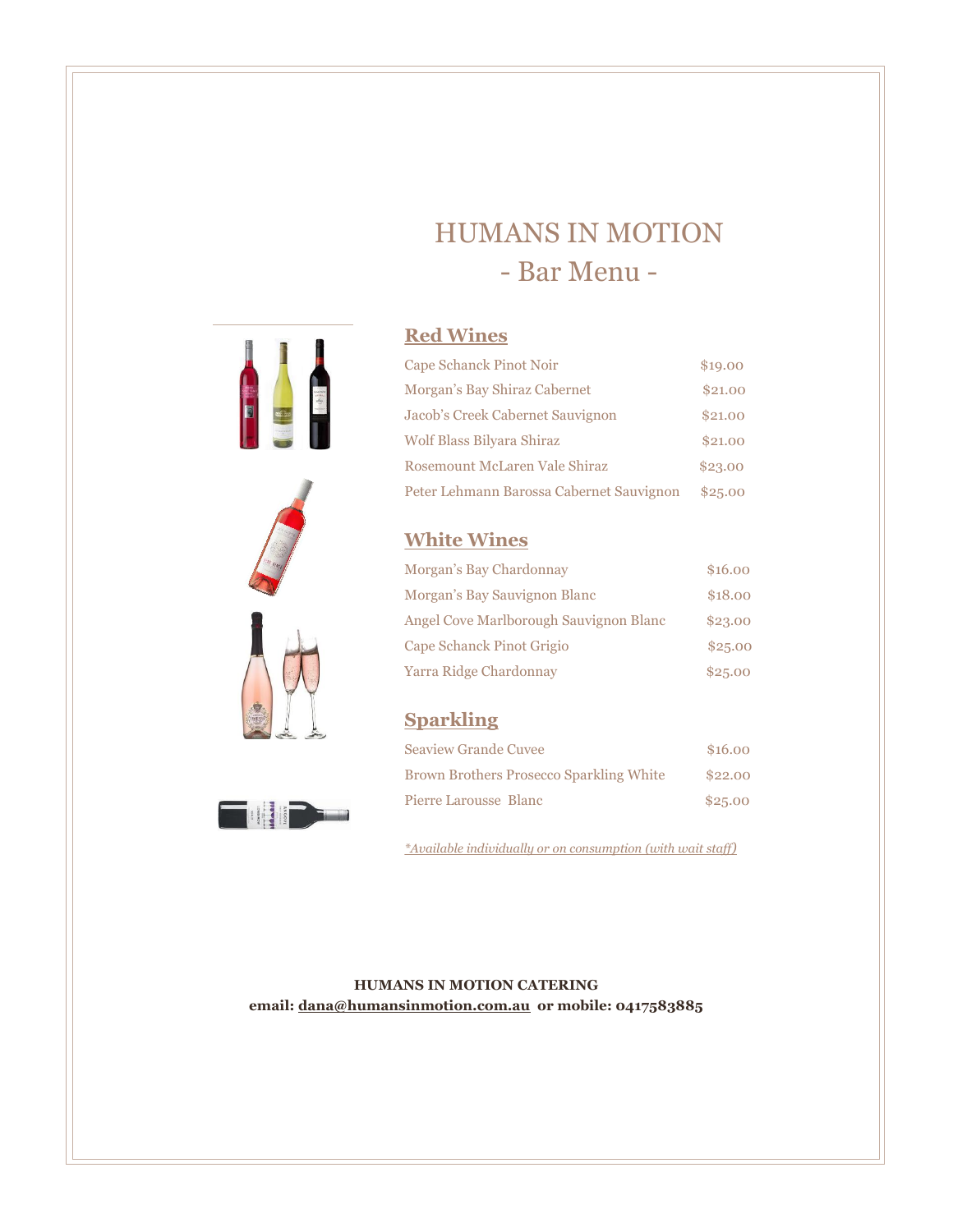# HUMANS IN MOTION
## - Bar Menu -

### Red Wines

| | |
|---|---|
| Cape Schanck Pinot Noir | $19.00 |
| Morgan's Bay Shiraz Cabernet | $21.00 |
| Jacob's Creek Cabernet Sauvignon | $21.00 |
| Wolf Blass Bilyara Shiraz | $21.00 |
| Rosemount McLaren Vale Shiraz | $23.00 |
| Peter Lehmann Barossa Cabernet Sauvignon | $25.00 |

### White Wines

| | |
|---|---|
| Morgan's Bay Chardonnay | $16.00 |
| Morgan's Bay Sauvignon Blanc | $18.00 |
| Angel Cove Marlborough Sauvignon Blanc | $23.00 |
| Cape Schanck Pinot Grigio | $25.00 |
| Yarra Ridge Chardonnay | $25.00 |

### Sparkling

| | |
|---|---|
| Seaview Grande Cuvee | $16.00 |
| Brown Brothers Prosecco Sparkling White | $22.00 |
| Pierre Larousse Blanc | $25.00 |

*Available individually or on consumption (with wait staff)

**HUMANS IN MOTION CATERING**
**email: dana@humansinmotion.com.au or mobile: 0417583885**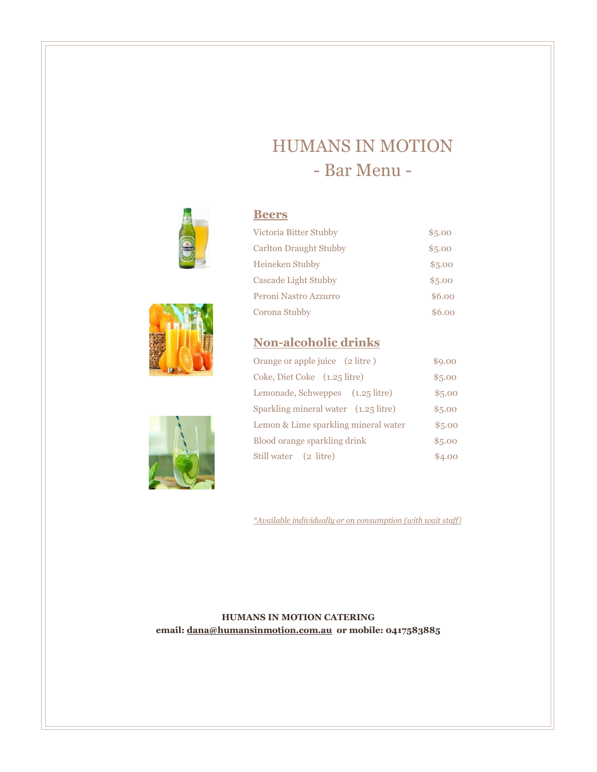# HUMANS IN MOTION
## - Bar Menu -

### Beers

| | |
|---|---|
| Victoria Bitter Stubby | $5.00 |
| Carlton Draught Stubby | $5.00 |
| Heineken Stubby | $5.00 |
| Cascade Light Stubby | $5.00 |
| Peroni Nastro Azzurro | $6.00 |
| Corona Stubby | $6.00 |

### Non-alcoholic drinks

| | |
|---|---|
| Orange or apple juice (2 litre ) | $9.00 |
| Coke, Diet Coke (1.25 litre) | $5.00 |
| Lemonade, Schweppes (1.25 litre) | $5.00 |
| Sparkling mineral water (1.25 litre) | $5.00 |
| Lemon & Lime sparkling mineral water | $5.00 |
| Blood orange sparkling drink | $5.00 |
| Still water (2 litre) | $4.00 |

*\*Available individually or on consumption (with wait staff)*

**HUMANS IN MOTION CATERING**
**email: dana@humansinmotion.com.au or mobile: 0417583885**